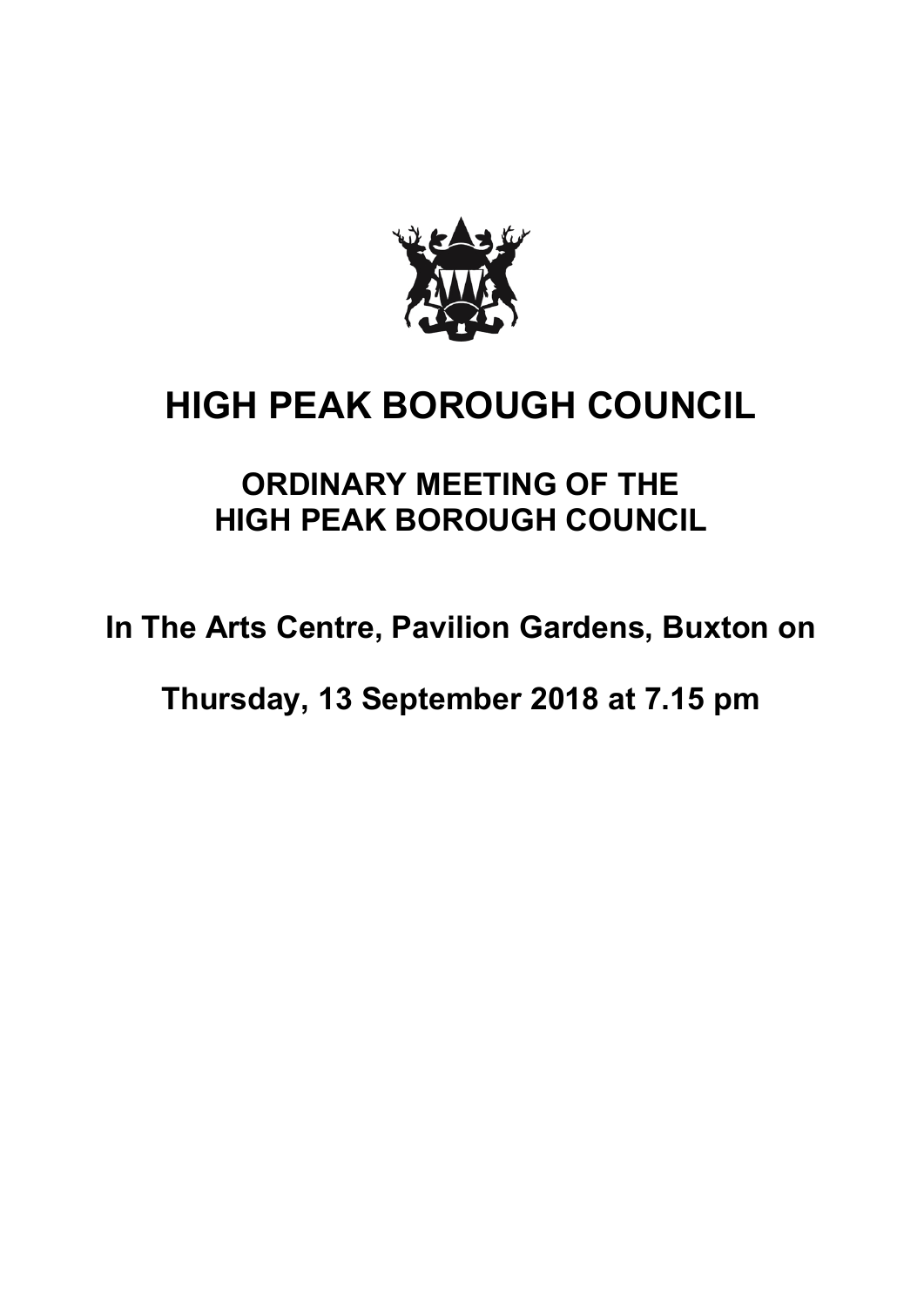# HIGH PEAK BOROUGH COUNCIL

## ORDINARY MEETING OF THE HIGH PEAK BOROUGH COUNCIL

**In The Arts Centre, Pavilion Gardens, Buxton on**

**Thursday, 13 September 2018 at 7.15 pm**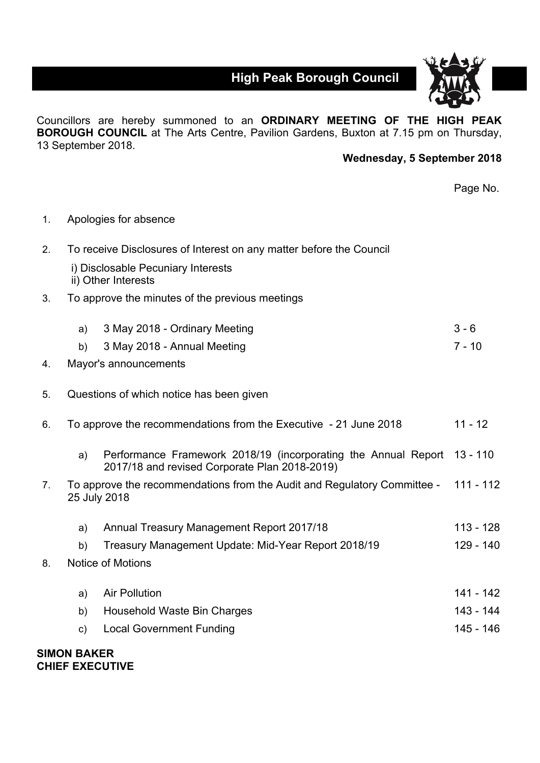# High Peak Borough Council

Councillors are hereby summoned to an **ORDINARY MEETING OF THE HIGH PEAK BOROUGH COUNCIL** at The Arts Centre, Pavilion Gardens, Buxton at 7.15 pm on Thursday, 13 September 2018.

**Wednesday, 5 September 2018**

| | | | Page No. |
|---|---|---|---|
| 1. | Apologies for absence | | |
| 2. | To receive Disclosures of Interest on any matter before the Council<br>i) Disclosable Pecuniary Interests<br>ii) Other Interests | | |
| 3. | To approve the minutes of the previous meetings | | |
| | a) | 3 May 2018 - Ordinary Meeting | 3 - 6 |
| | b) | 3 May 2018 - Annual Meeting | 7 - 10 |
| 4. | Mayor's announcements | | |
| 5. | Questions of which notice has been given | | |
| 6. | To approve the recommendations from the Executive - 21 June 2018 | | 11 - 12 |
| | a) | Performance Framework 2018/19 (incorporating the Annual Report 2017/18 and revised Corporate Plan 2018-2019) | 13 - 110 |
| 7. | To approve the recommendations from the Audit and Regulatory Committee - 25 July 2018 | | 111 - 112 |
| | a) | Annual Treasury Management Report 2017/18 | 113 - 128 |
| | b) | Treasury Management Update: Mid-Year Report 2018/19 | 129 - 140 |
| 8. | Notice of Motions | | |
| | a) | Air Pollution | 141 - 142 |
| | b) | Household Waste Bin Charges | 143 - 144 |
| | c) | Local Government Funding | 145 - 146 |

**SIMON BAKER**
**CHIEF EXECUTIVE**